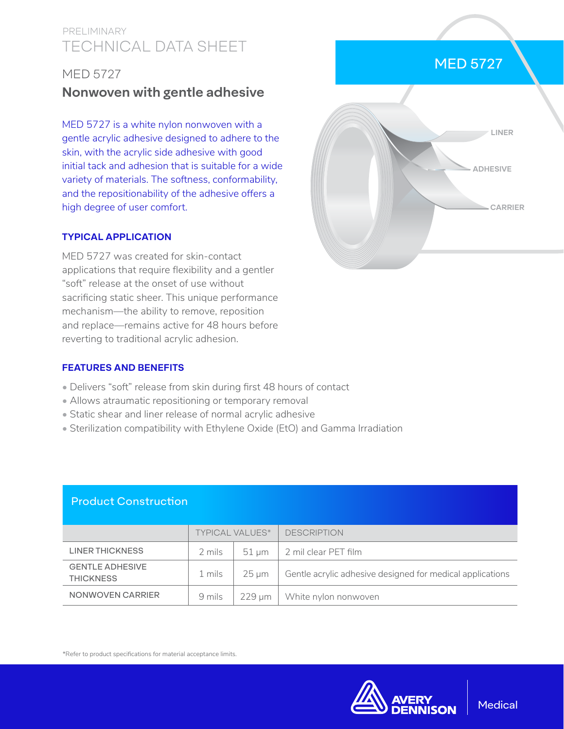PRELIMINARY

# TECHNICAL DATA SHEET

## MED 5727

## Nonwoven with gentle adhesive

MED 5727 is a white nylon nonwoven with a gentle acrylic adhesive designed to adhere to the skin, with the acrylic side adhesive with good initial tack and adhesion that is suitable for a wide variety of materials. The softness, conformability, and the repositionability of the adhesive offers a high degree of user comfort.

### TYPICAL APPLICATION

MED 5727 was created for skin-contact applications that require flexibility and a gentler "soft" release at the onset of use without sacrificing static sheer. This unique performance mechanism—the ability to remove, reposition and replace—remains active for 48 hours before reverting to traditional acrylic adhesion.

### FEATURES AND BENEFITS

- Delivers "soft" release from skin during first 48 hours of contact
- Allows atraumatic repositioning or temporary removal
- Static shear and liner release of normal acrylic adhesive
- Sterilization compatibility with Ethylene Oxide (EtO) and Gamma Irradiation

### Product Construction

| | TYPICAL VALUES* | | DESCRIPTION |
|---|---|---|---|
| LINER THICKNESS | 2 mils | 51 µm | 2 mil clear PET film |
| GENTLE ADHESIVE THICKNESS | 1 mils | 25 µm | Gentle acrylic adhesive designed for medical applications |
| NONWOVEN CARRIER | 9 mils | 229 µm | White nylon nonwoven |

*Refer to product specifications for material acceptance limits.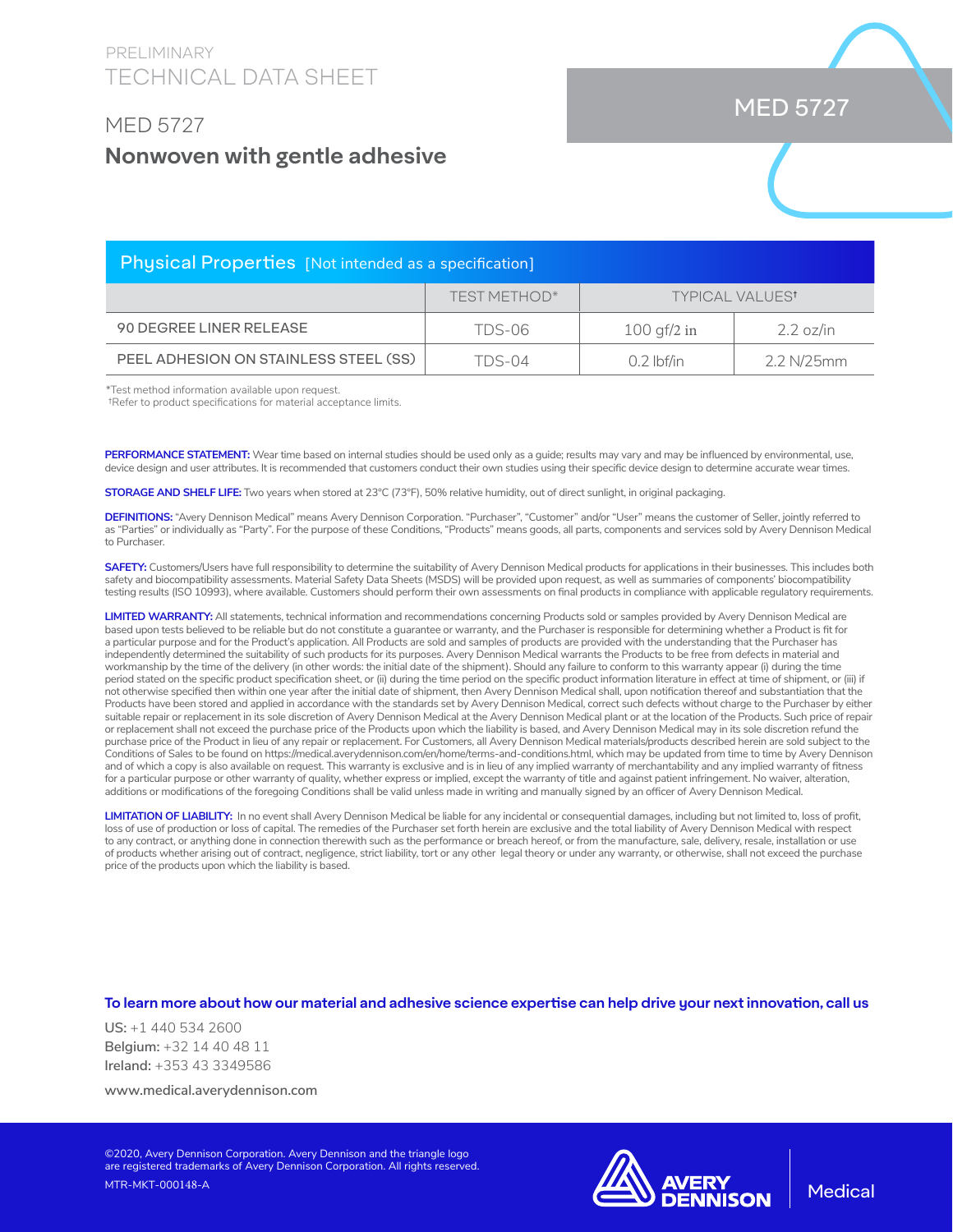PRELIMINARY
TECHNICAL DATA SHEET

MED 5727

# MED 5727

## Nonwoven with gentle adhesive

### Physical Properties [Not intended as a specification]

| | TEST METHOD* | TYPICAL VALUES† | |
|---|---|---|---|
| 90 DEGREE LINER RELEASE | TDS-06 | 100 gf/2 in | 2.2 oz/in |
| PEEL ADHESION ON STAINLESS STEEL (SS) | TDS-04 | 0.2 lbf/in | 2.2 N/25mm |

*Test method information available upon request.
†Refer to product specifications for material acceptance limits.

**PERFORMANCE STATEMENT:** Wear time based on internal studies should be used only as a guide; results may vary and may be influenced by environmental, use, device design and user attributes. It is recommended that customers conduct their own studies using their specific device design to determine accurate wear times.

**STORAGE AND SHELF LIFE:** Two years when stored at 23°C (73°F), 50% relative humidity, out of direct sunlight, in original packaging.

**DEFINITIONS:** "Avery Dennison Medical" means Avery Dennison Corporation. "Purchaser", "Customer" and/or "User" means the customer of Seller, jointly referred to as "Parties" or individually as "Party". For the purpose of these Conditions, "Products" means goods, all parts, components and services sold by Avery Dennison Medical to Purchaser.

**SAFETY:** Customers/Users have full responsibility to determine the suitability of Avery Dennison Medical products for applications in their businesses. This includes both safety and biocompatibility assessments. Material Safety Data Sheets (MSDS) will be provided upon request, as well as summaries of components' biocompatibility testing results (ISO 10993), where available. Customers should perform their own assessments on final products in compliance with applicable regulatory requirements.

**LIMITED WARRANTY:** All statements, technical information and recommendations concerning Products sold or samples provided by Avery Dennison Medical are based upon tests believed to be reliable but do not constitute a guarantee or warranty, and the Purchaser is responsible for determining whether a Product is fit for a particular purpose and for the Product's application. All Products are sold and samples of products are provided with the understanding that the Purchaser has independently determined the suitability of such products for its purposes. Avery Dennison Medical warrants the Products to be free from defects in material and workmanship by the time of the delivery (in other words: the initial date of the shipment). Should any failure to conform to this warranty appear (i) during the time period stated on the specific product specification sheet, or (ii) during the time period on the specific product information literature in effect at time of shipment, or (iii) if not otherwise specified then within one year after the initial date of shipment, then Avery Dennison Medical shall, upon notification thereof and substantiation that the Products have been stored and applied in accordance with the standards set by Avery Dennison Medical, correct such defects without charge to the Purchaser by either suitable repair or replacement in its sole discretion of Avery Dennison Medical at the Avery Dennison Medical plant or at the location of the Products. Such price of repair or replacement shall not exceed the purchase price of the Products upon which the liability is based, and Avery Dennison Medical may in its sole discretion refund the purchase price of the Product in lieu of any repair or replacement. For Customers, all Avery Dennison Medical materials/products described herein are sold subject to the Conditions of Sales to be found on https://medical.averydennison.com/en/home/terms-and-conditions.html, which may be updated from time to time by Avery Dennison and of which a copy is also available on request. This warranty is exclusive and is in lieu of any implied warranty of merchantability and any implied warranty of fitness for a particular purpose or other warranty of quality, whether express or implied, except the warranty of title and against patient infringement. No waiver, alteration, additions or modifications of the foregoing Conditions shall be valid unless made in writing and manually signed by an officer of Avery Dennison Medical.

**LIMITATION OF LIABILITY:** In no event shall Avery Dennison Medical be liable for any incidental or consequential damages, including but not limited to, loss of profit, loss of use of production or loss of capital. The remedies of the Purchaser set forth herein are exclusive and the total liability of Avery Dennison Medical with respect to any contract, or anything done in connection therewith such as the performance or breach hereof, or from the manufacture, sale, delivery, resale, installation or use of products whether arising out of contract, negligence, strict liability, tort or any other legal theory or under any warranty, or otherwise, shall not exceed the purchase price of the products upon which the liability is based.

**To learn more about how our material and adhesive science expertise can help drive your next innovation, call us**

**US:** +1 440 534 2600
**Belgium:** +32 14 40 48 11
**Ireland:** +353 43 3349586

www.medical.averydennison.com

©2020, Avery Dennison Corporation. Avery Dennison and the triangle logo are registered trademarks of Avery Dennison Corporation. All rights reserved.

MTR-MKT-000148-A

AVERY DENNISON Medical